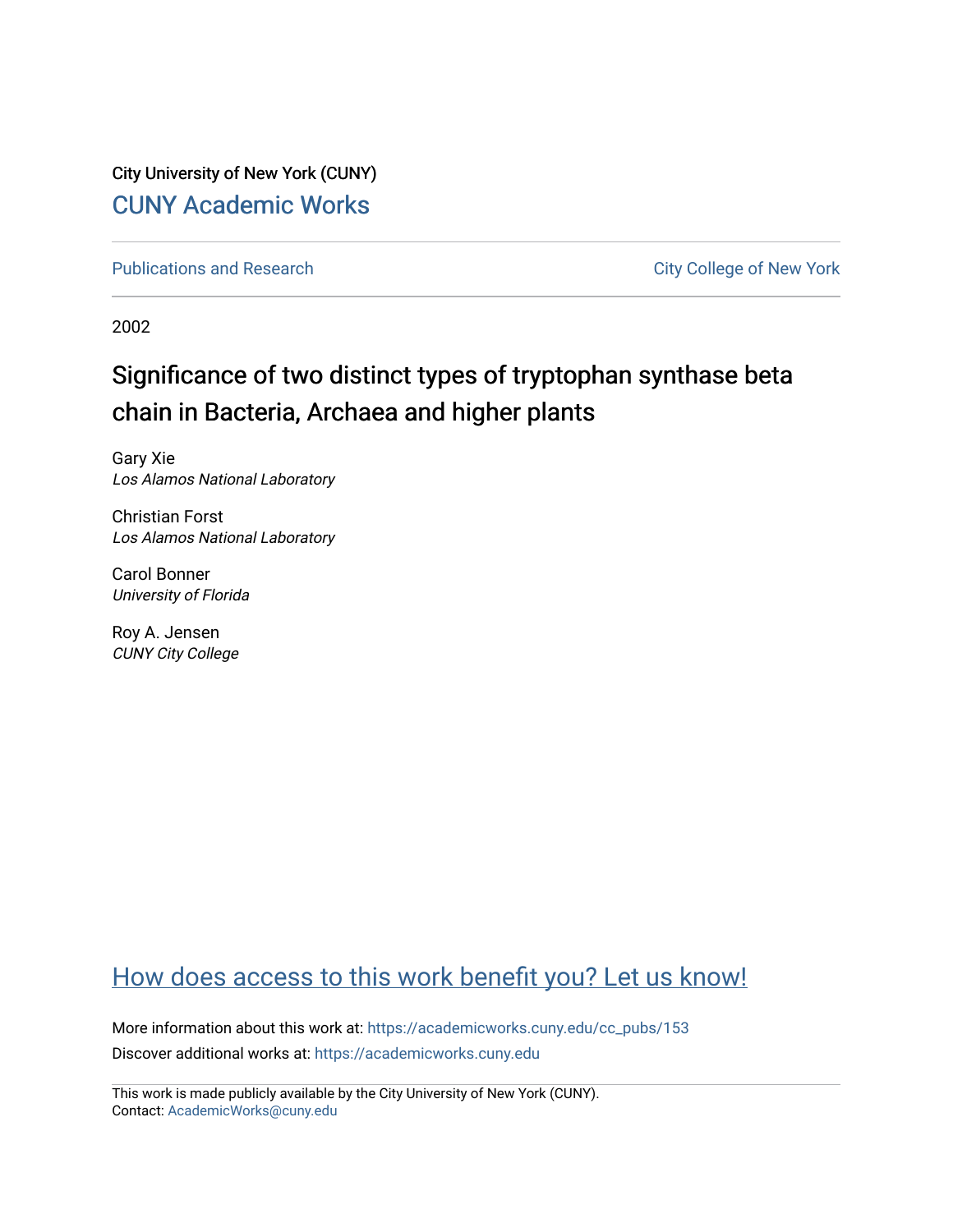City University of New York (CUNY)

CUNY Academic Works

Publications and Research

City College of New York

2002

# Significance of two distinct types of tryptophan synthase beta chain in Bacteria, Archaea and higher plants

Gary Xie
*Los Alamos National Laboratory*

Christian Forst
*Los Alamos National Laboratory*

Carol Bonner
*University of Florida*

Roy A. Jensen
*CUNY City College*

How does access to this work benefit you? Let us know!

More information about this work at: https://academicworks.cuny.edu/cc_pubs/153

Discover additional works at: https://academicworks.cuny.edu

This work is made publicly available by the City University of New York (CUNY).
Contact: AcademicWorks@cuny.edu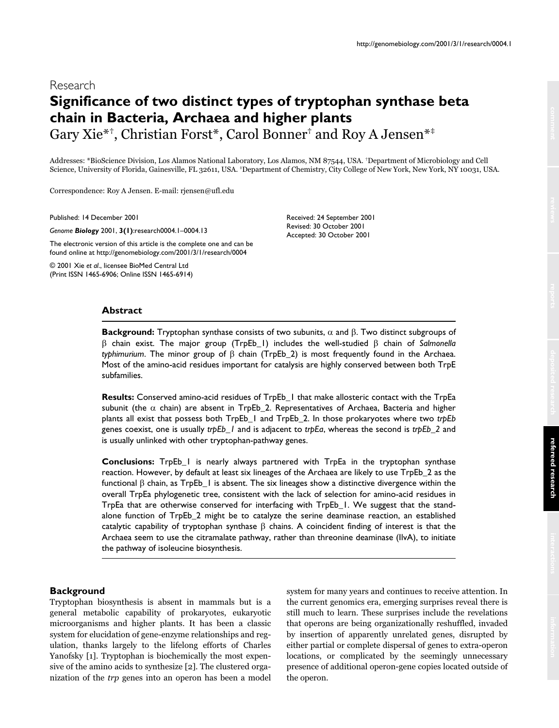Research

# Significance of two distinct types of tryptophan synthase beta chain in Bacteria, Archaea and higher plants

Gary Xie*†, Christian Forst*, Carol Bonner† and Roy A Jensen*‡

Addresses: *BioScience Division, Los Alamos National Laboratory, Los Alamos, NM 87544, USA. †Department of Microbiology and Cell Science, University of Florida, Gainesville, FL 32611, USA. ‡Department of Chemistry, City College of New York, New York, NY 10031, USA.

Correspondence: Roy A Jensen. E-mail: rjensen@ufl.edu

Published: 14 December 2001

*Genome **Biology*** 2001, **3(1)**:research0004.1–0004.13

The electronic version of this article is the complete one and can be found online at http://genomebiology.com/2001/3/1/research/0004

© 2001 Xie *et al*., licensee BioMed Central Ltd
(Print ISSN 1465-6906; Online ISSN 1465-6914)

Received: 24 September 2001
Revised: 30 October 2001
Accepted: 30 October 2001

## Abstract

**Background:** Tryptophan synthase consists of two subunits, α and β. Two distinct subgroups of β chain exist. The major group (TrpEb_1) includes the well-studied β chain of *Salmonella typhimurium*. The minor group of β chain (TrpEb_2) is most frequently found in the Archaea. Most of the amino-acid residues important for catalysis are highly conserved between both TrpE subfamilies.

**Results:** Conserved amino-acid residues of TrpEb_1 that make allosteric contact with the TrpEa subunit (the α chain) are absent in TrpEb_2. Representatives of Archaea, Bacteria and higher plants all exist that possess both TrpEb_1 and TrpEb_2. In those prokaryotes where two *trpEb* genes coexist, one is usually *trpEb_1* and is adjacent to *trpEa*, whereas the second is *trpEb_2* and is usually unlinked with other tryptophan-pathway genes.

**Conclusions:** TrpEb_1 is nearly always partnered with TrpEa in the tryptophan synthase reaction. However, by default at least six lineages of the Archaea are likely to use TrpEb_2 as the functional β chain, as TrpEb_1 is absent. The six lineages show a distinctive divergence within the overall TrpEa phylogenetic tree, consistent with the lack of selection for amino-acid residues in TrpEa that are otherwise conserved for interfacing with TrpEb_1. We suggest that the stand-alone function of TrpEb_2 might be to catalyze the serine deaminase reaction, an established catalytic capability of tryptophan synthase β chains. A coincident finding of interest is that the Archaea seem to use the citramalate pathway, rather than threonine deaminase (IlvA), to initiate the pathway of isoleucine biosynthesis.

## Background

Tryptophan biosynthesis is absent in mammals but is a general metabolic capability of prokaryotes, eukaryotic microorganisms and higher plants. It has been a classic system for elucidation of gene-enzyme relationships and regulation, thanks largely to the lifelong efforts of Charles Yanofsky [1]. Tryptophan is biochemically the most expensive of the amino acids to synthesize [2]. The clustered organization of the *trp* genes into an operon has been a model system for many years and continues to receive attention. In the current genomics era, emerging surprises reveal there is still much to learn. These surprises include the revelations that operons are being organizationally reshuffled, invaded by insertion of apparently unrelated genes, disrupted by either partial or complete dispersal of genes to extra-operon locations, or complicated by the seemingly unnecessary presence of additional operon-gene copies located outside of the operon.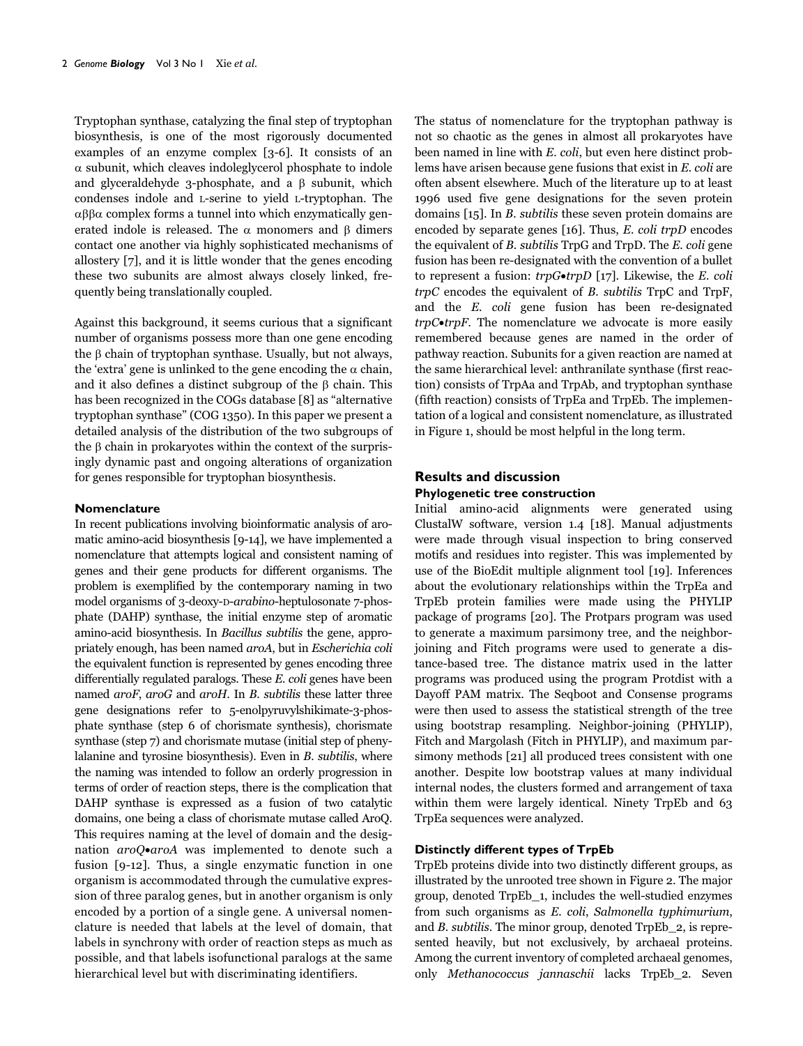Tryptophan synthase, catalyzing the final step of tryptophan biosynthesis, is one of the most rigorously documented examples of an enzyme complex [3-6]. It consists of an α subunit, which cleaves indoleglycerol phosphate to indole and glyceraldehyde 3-phosphate, and a β subunit, which condenses indole and L-serine to yield L-tryptophan. The αββα complex forms a tunnel into which enzymatically generated indole is released. The α monomers and β dimers contact one another via highly sophisticated mechanisms of allostery [7], and it is little wonder that the genes encoding these two subunits are almost always closely linked, frequently being translationally coupled.

Against this background, it seems curious that a significant number of organisms possess more than one gene encoding the β chain of tryptophan synthase. Usually, but not always, the 'extra' gene is unlinked to the gene encoding the α chain, and it also defines a distinct subgroup of the β chain. This has been recognized in the COGs database [8] as "alternative tryptophan synthase" (COG 1350). In this paper we present a detailed analysis of the distribution of the two subgroups of the β chain in prokaryotes within the context of the surprisingly dynamic past and ongoing alterations of organization for genes responsible for tryptophan biosynthesis.

### Nomenclature

In recent publications involving bioinformatic analysis of aromatic amino-acid biosynthesis [9-14], we have implemented a nomenclature that attempts logical and consistent naming of genes and their gene products for different organisms. The problem is exemplified by the contemporary naming in two model organisms of 3-deoxy-D-*arabino*-heptulosonate 7-phosphate (DAHP) synthase, the initial enzyme step of aromatic amino-acid biosynthesis. In *Bacillus subtilis* the gene, appropriately enough, has been named *aroA*, but in *Escherichia coli* the equivalent function is represented by genes encoding three differentially regulated paralogs. These *E. coli* genes have been named *aroF*, *aroG* and *aroH*. In *B. subtilis* these latter three gene designations refer to 5-enolpyruvylshikimate-3-phosphate synthase (step 6 of chorismate synthesis), chorismate synthase (step 7) and chorismate mutase (initial step of phenylalanine and tyrosine biosynthesis). Even in *B. subtilis*, where the naming was intended to follow an orderly progression in terms of order of reaction steps, there is the complication that DAHP synthase is expressed as a fusion of two catalytic domains, one being a class of chorismate mutase called AroQ. This requires naming at the level of domain and the designation *aroQ•aroA* was implemented to denote such a fusion [9-12]. Thus, a single enzymatic function in one organism is accommodated through the cumulative expression of three paralog genes, but in another organism is only encoded by a portion of a single gene. A universal nomenclature is needed that labels at the level of domain, that labels in synchrony with order of reaction steps as much as possible, and that labels isofunctional paralogs at the same hierarchical level but with discriminating identifiers.

The status of nomenclature for the tryptophan pathway is not so chaotic as the genes in almost all prokaryotes have been named in line with *E. coli*, but even here distinct problems have arisen because gene fusions that exist in *E. coli* are often absent elsewhere. Much of the literature up to at least 1996 used five gene designations for the seven protein domains [15]. In *B. subtilis* these seven protein domains are encoded by separate genes [16]. Thus, *E. coli trpD* encodes the equivalent of *B. subtilis* TrpG and TrpD. The *E. coli* gene fusion has been re-designated with the convention of a bullet to represent a fusion: *trpG•trpD* [17]. Likewise, the *E. coli trpC* encodes the equivalent of *B. subtilis* TrpC and TrpF, and the *E. coli* gene fusion has been re-designated *trpC•trpF*. The nomenclature we advocate is more easily remembered because genes are named in the order of pathway reaction. Subunits for a given reaction are named at the same hierarchical level: anthranilate synthase (first reaction) consists of TrpAa and TrpAb, and tryptophan synthase (fifth reaction) consists of TrpEa and TrpEb. The implementation of a logical and consistent nomenclature, as illustrated in Figure 1, should be most helpful in the long term.

## Results and discussion

### Phylogenetic tree construction

Initial amino-acid alignments were generated using ClustalW software, version 1.4 [18]. Manual adjustments were made through visual inspection to bring conserved motifs and residues into register. This was implemented by use of the BioEdit multiple alignment tool [19]. Inferences about the evolutionary relationships within the TrpEa and TrpEb protein families were made using the PHYLIP package of programs [20]. The Protpars program was used to generate a maximum parsimony tree, and the neighbor-joining and Fitch programs were used to generate a distance-based tree. The distance matrix used in the latter programs was produced using the program Protdist with a Dayoff PAM matrix. The Seqboot and Consense programs were then used to assess the statistical strength of the tree using bootstrap resampling. Neighbor-joining (PHYLIP), Fitch and Margolash (Fitch in PHYLIP), and maximum parsimony methods [21] all produced trees consistent with one another. Despite low bootstrap values at many individual internal nodes, the clusters formed and arrangement of taxa within them were largely identical. Ninety TrpEb and 63 TrpEa sequences were analyzed.

### Distinctly different types of TrpEb

TrpEb proteins divide into two distinctly different groups, as illustrated by the unrooted tree shown in Figure 2. The major group, denoted TrpEb_1, includes the well-studied enzymes from such organisms as *E. coli*, *Salmonella typhimurium*, and *B. subtilis*. The minor group, denoted TrpEb_2, is represented heavily, but not exclusively, by archaeal proteins. Among the current inventory of completed archaeal genomes, only *Methanococcus jannaschii* lacks TrpEb_2. Seven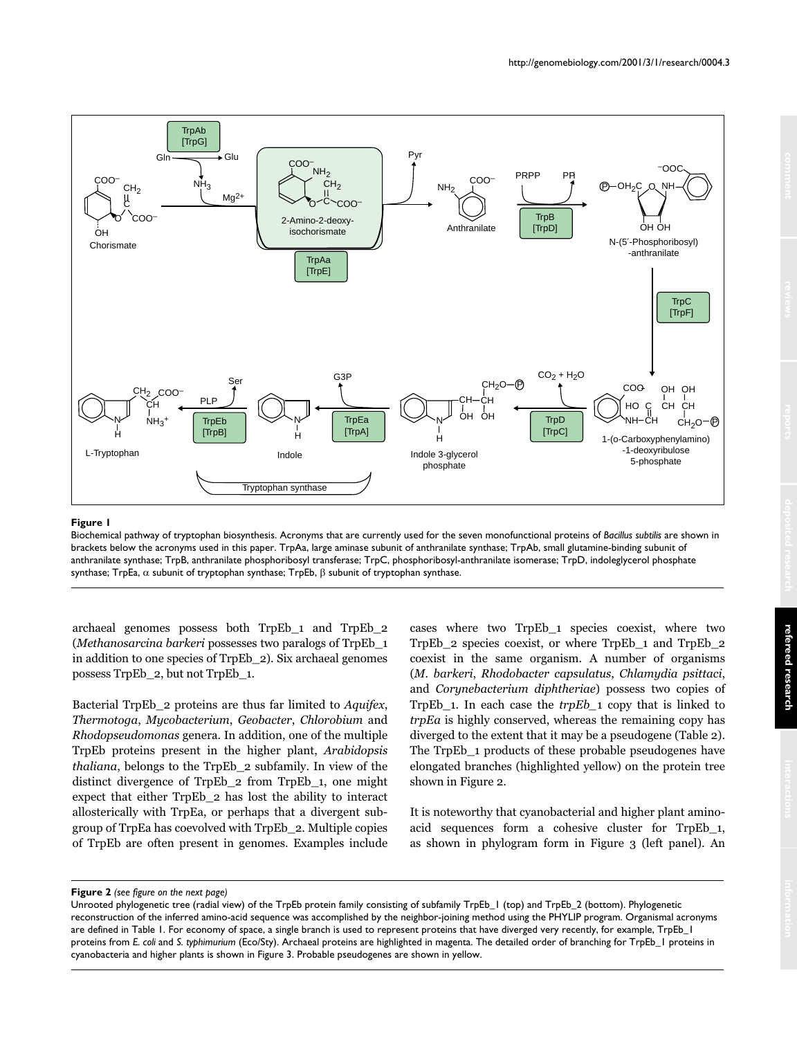**Figure 1**

Biochemical pathway of tryptophan biosynthesis. Acronyms that are currently used for the seven monofunctional proteins of *Bacillus subtilis* are shown in brackets below the acronyms used in this paper. TrpAa, large aminase subunit of anthranilate synthase; TrpAb, small glutamine-binding subunit of anthranilate synthase; TrpB, anthranilate phosphoribosyl transferase; TrpC, phosphoribosyl-anthranilate isomerase; TrpD, indoleglycerol phosphate synthase; TrpEa, α subunit of tryptophan synthase; TrpEb, β subunit of tryptophan synthase.

archaeal genomes possess both TrpEb_1 and TrpEb_2 (*Methanosarcina barkeri* possesses two paralogs of TrpEb_1 in addition to one species of TrpEb_2). Six archaeal genomes possess TrpEb_2, but not TrpEb_1.

Bacterial TrpEb_2 proteins are thus far limited to *Aquifex*, *Thermotoga*, *Mycobacterium*, *Geobacter*, *Chlorobium* and *Rhodopseudomonas* genera. In addition, one of the multiple TrpEb proteins present in the higher plant, *Arabidopsis thaliana*, belongs to the TrpEb_2 subfamily. In view of the distinct divergence of TrpEb_2 from TrpEb_1, one might expect that either TrpEb_2 has lost the ability to interact allosterically with TrpEa, or perhaps that a divergent subgroup of TrpEa has coevolved with TrpEb_2. Multiple copies of TrpEb are often present in genomes. Examples include cases where two TrpEb_1 species coexist, where two TrpEb_2 species coexist, or where TrpEb_1 and TrpEb_2 coexist in the same organism. A number of organisms (*M. barkeri*, *Rhodobacter capsulatus*, *Chlamydia psittaci*, and *Corynebacterium diphtheriae*) possess two copies of TrpEb_1. In each case the *trpEb_1* copy that is linked to *trpEa* is highly conserved, whereas the remaining copy has diverged to the extent that it may be a pseudogene (Table 2). The TrpEb_1 products of these probable pseudogenes have elongated branches (highlighted yellow) on the protein tree shown in Figure 2.

It is noteworthy that cyanobacterial and higher plant amino-acid sequences form a cohesive cluster for TrpEb_1, as shown in phylogram form in Figure 3 (left panel). An

**Figure 2** *(see figure on the next page)*

Unrooted phylogenetic tree (radial view) of the TrpEb protein family consisting of subfamily TrpEb_1 (top) and TrpEb_2 (bottom). Phylogenetic reconstruction of the inferred amino-acid sequence was accomplished by the neighbor-joining method using the PHYLIP program. Organismal acronyms are defined in Table 1. For economy of space, a single branch is used to represent proteins that have diverged very recently, for example, TrpEb_1 proteins from *E. coli* and *S. typhimurium* (Eco/Sty). Archaeal proteins are highlighted in magenta. The detailed order of branching for TrpEb_1 proteins in cyanobacteria and higher plants is shown in Figure 3. Probable pseudogenes are shown in yellow.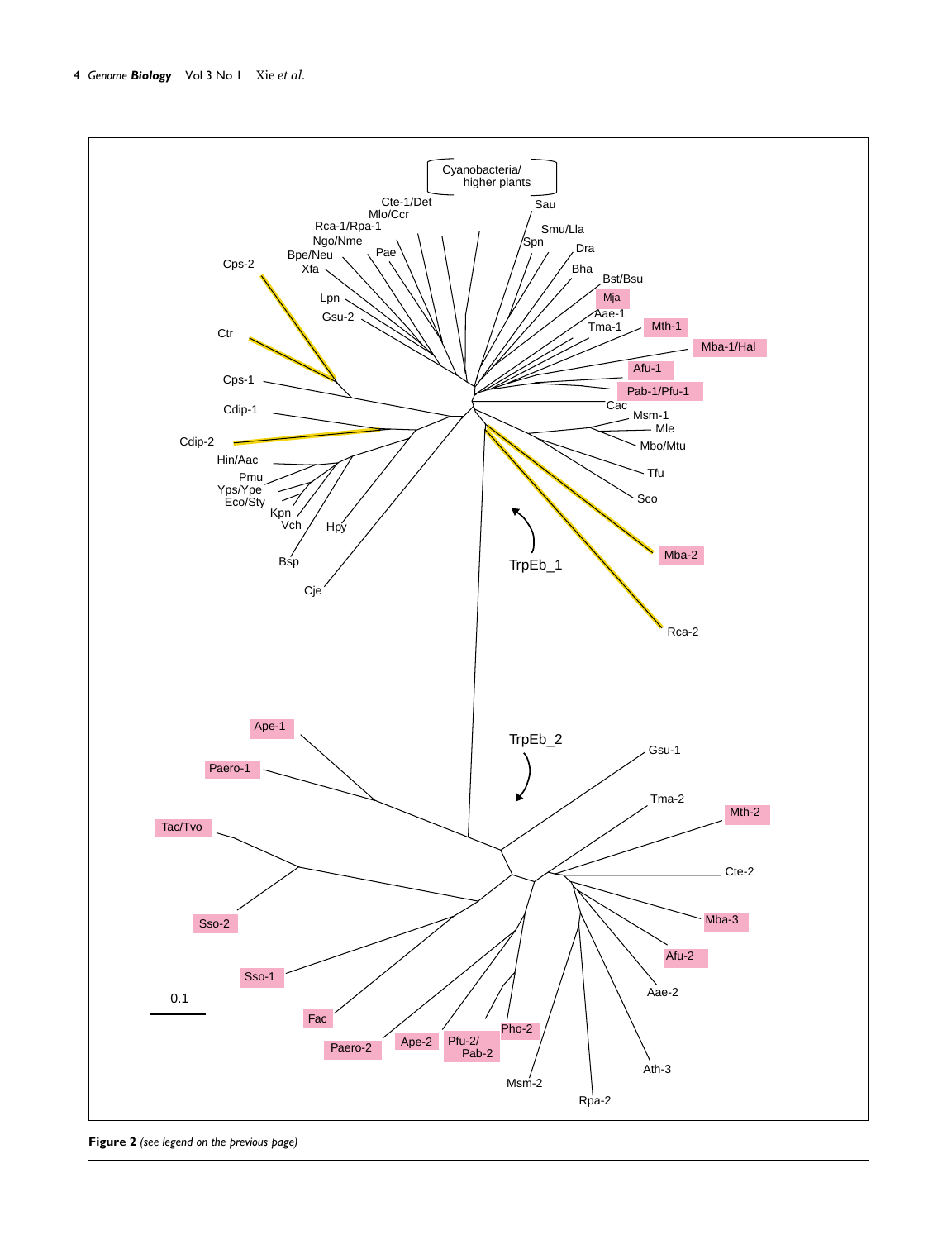**Figure 2** *(see legend on the previous page)*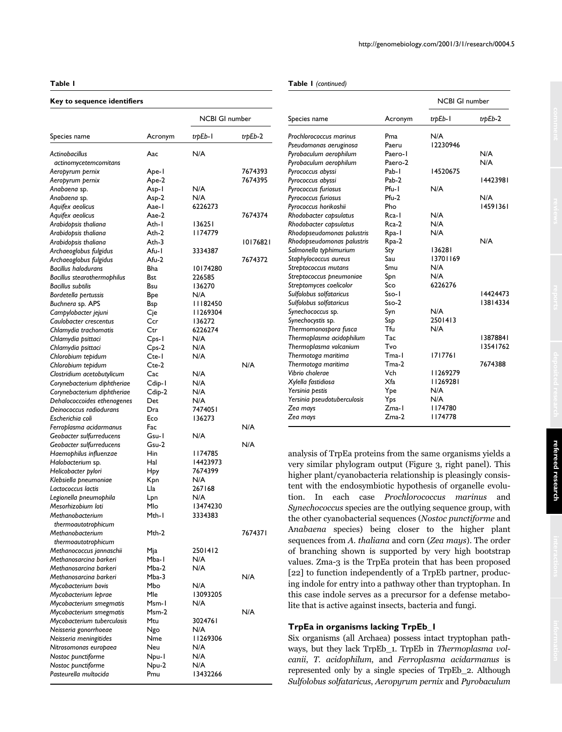**Table 1**

**Key to sequence identifiers**

| Species name | Acronym | NCBI GI number | |
|---|---|---|---|
| | | *trpEb*-1 | *trpEb*-2 |
| *Actinobacillus actinomycetemcomitans* | Aac | N/A | |
| *Aeropyrum pernix* | Ape-1 | | 7674393 |
| *Aeropyrum pernix* | Ape-2 | | 7674395 |
| *Anabaena* sp. | Asp-1 | N/A | |
| *Anabaena* sp. | Asp-2 | N/A | |
| *Aquifex aeolicus* | Aae-1 | 6226273 | |
| *Aquifex aeolicus* | Aae-2 | | 7674374 |
| *Arabidopsis thaliana* | Ath-1 | 136251 | |
| *Arabidopsis thaliana* | Ath-2 | 1174779 | |
| *Arabidopsis thaliana* | Ath-3 | | 10176821 |
| *Archaeoglobus fulgidus* | Afu-1 | 3334387 | |
| *Archaeoglobus fulgidus* | Afu-2 | | 7674372 |
| *Bacillus halodurans* | Bha | 10174280 | |
| *Bacillus stearothermophilus* | Bst | 226585 | |
| *Bacillus subtilis* | Bsu | 136270 | |
| *Bordetella pertussis* | Bpe | N/A | |
| *Buchnera* sp. APS | Bsp | 11182450 | |
| *Campylobacter jejuni* | Cje | 11269304 | |
| *Caulobacter crescentus* | Ccr | 136272 | |
| *Chlamydia trachomatis* | Ctr | 6226274 | |
| *Chlamydia psittaci* | Cps-1 | N/A | |
| *Chlamydia psittaci* | Cps-2 | N/A | |
| *Chlorobium tepidum* | Cte-1 | N/A | |
| *Chlorobium tepidum* | Cte-2 | | N/A |
| *Clostridium acetobutylicum* | Cac | N/A | |
| *Corynebacterium diphtheriae* | Cdip-1 | N/A | |
| *Corynebacterium diphtheriae* | Cdip-2 | N/A | |
| *Dehalococcoides ethenogenes* | Det | N/A | |
| *Deinococcus radiodurans* | Dra | 7474051 | |
| *Escherichia coli* | Eco | 136273 | |
| *Ferroplasma acidarmanus* | Fac | | N/A |
| *Geobacter sulfurreducens* | Gsu-1 | N/A | |
| *Geobacter sulfurreducens* | Gsu-2 | | N/A |
| *Haemophilus influenzae* | Hin | 1174785 | |
| *Halobacterium* sp. | Hal | 14423973 | |
| *Helicobacter pylori* | Hpy | 7674399 | |
| *Klebsiella pneumoniae* | Kpn | N/A | |
| *Lactococcus lactis* | Lla | 267168 | |
| *Legionella pneumophila* | Lpn | N/A | |
| *Mesorhizobium loti* | Mlo | 13474230 | |
| *Methanobacterium thermoautotrophicum* | Mth-1 | 3334383 | |
| *Methanobacterium thermoautotrophicum* | Mth-2 | | 7674371 |
| *Methanococcus jannaschii* | Mja | 2501412 | |
| *Methanosarcina barkeri* | Mba-1 | N/A | |
| *Methanosarcina barkeri* | Mba-2 | N/A | |
| *Methanosarcina barkeri* | Mba-3 | | N/A |
| *Mycobacterium bovis* | Mbo | N/A | |
| *Mycobacterium leprae* | Mle | 13093205 | |
| *Mycobacterium smegmatis* | Msm-1 | N/A | |
| *Mycobacterium smegmatis* | Msm-2 | | N/A |
| *Mycobacterium tuberculosis* | Mtu | 3024761 | |
| *Neisseria gonorrhoeae* | Ngo | N/A | |
| *Neisseria meningitides* | Nme | 11269306 | |
| *Nitrosomonas europaea* | Neu | N/A | |
| *Nostoc punctiforme* | Npu-1 | N/A | |
| *Nostoc punctiforme* | Npu-2 | N/A | |
| *Pasteurella multocida* | Pmu | 13432266 | |
| *Prochlorococcus marinus* | Pma | N/A | |
| *Pseudomonas aeruginosa* | Paeru | 12230946 | |
| *Pyrobaculum aerophilum* | Paero-1 | | N/A |
| *Pyrobaculum aerophilum* | Paero-2 | | N/A |
| *Pyrococcus abyssi* | Pab-1 | 14520675 | |
| *Pyrococcus abyssi* | Pab-2 | | 14423981 |
| *Pyrococcus furiosus* | Pfu-1 | N/A | |
| *Pyrococcus furiosus* | Pfu-2 | | N/A |
| *Pyrococcus horikoshii* | Pho | | 14591361 |
| *Rhodobacter capsulatus* | Rca-1 | N/A | |
| *Rhodobacter capsulatus* | Rca-2 | N/A | |
| *Rhodopseudomonas palustris* | Rpa-1 | N/A | |
| *Rhodopseudomonas palustris* | Rpa-2 | | N/A |
| *Salmonella typhimurium* | Sty | 136281 | |
| *Staphylococcus aureus* | Sau | 13701169 | |
| *Streptococcus mutans* | Smu | N/A | |
| *Streptococcus pneumoniae* | Spn | N/A | |
| *Streptomyces coelicolor* | Sco | 6226276 | |
| *Sulfolobus solfataricus* | Sso-1 | | 14424473 |
| *Sulfolobus solfataricus* | Sso-2 | | 13814334 |
| *Synechococcus* sp. | Syn | N/A | |
| *Synechocystis* sp. | Ssp | 2501413 | |
| *Thermomonospora fusca* | Tfu | N/A | |
| *Thermoplasma acidophilum* | Tac | | 13878841 |
| *Thermoplasma volcanium* | Tvo | | 13541762 |
| *Thermotoga maritima* | Tma-1 | 1717761 | |
| *Thermotoga maritima* | Tma-2 | | 7674388 |
| *Vibrio cholerae* | Vch | 11269279 | |
| *Xylella fastidiosa* | Xfa | 11269281 | |
| *Yersinia pestis* | Ype | N/A | |
| *Yersinia pseudotuberculosis* | Yps | N/A | |
| *Zea mays* | Zma-1 | 1174780 | |
| *Zea mays* | Zma-2 | 1174778 | |

analysis of TrpEa proteins from the same organisms yields a very similar phylogram output (Figure 3, right panel). This higher plant/cyanobacteria relationship is pleasingly consistent with the endosymbiotic hypothesis of organelle evolution. In each case *Prochlorococcus marinus* and *Synechococcus* species are the outlying sequence group, with the other cyanobacterial sequences (*Nostoc punctiforme* and *Anabaena* species) being closer to the higher plant sequences from *A. thaliana* and corn (*Zea mays*). The order of branching shown is supported by very high bootstrap values. Zma-3 is the TrpEa protein that has been proposed [22] to function independently of a TrpEb partner, producing indole for entry into a pathway other than tryptophan. In this case indole serves as a precursor for a defense metabolite that is active against insects, bacteria and fungi.

### TrpEa in organisms lacking TrpEb_1

Six organisms (all Archaea) possess intact tryptophan pathways, but they lack TrpEb_1. TrpEb in *Thermoplasma volcanii*, *T. acidophilum*, and *Ferroplasma acidarmanus* is represented only by a single species of TrpEb_2. Although *Sulfolobus solfataricus*, *Aeropyrum pernix* and *Pyrobaculum*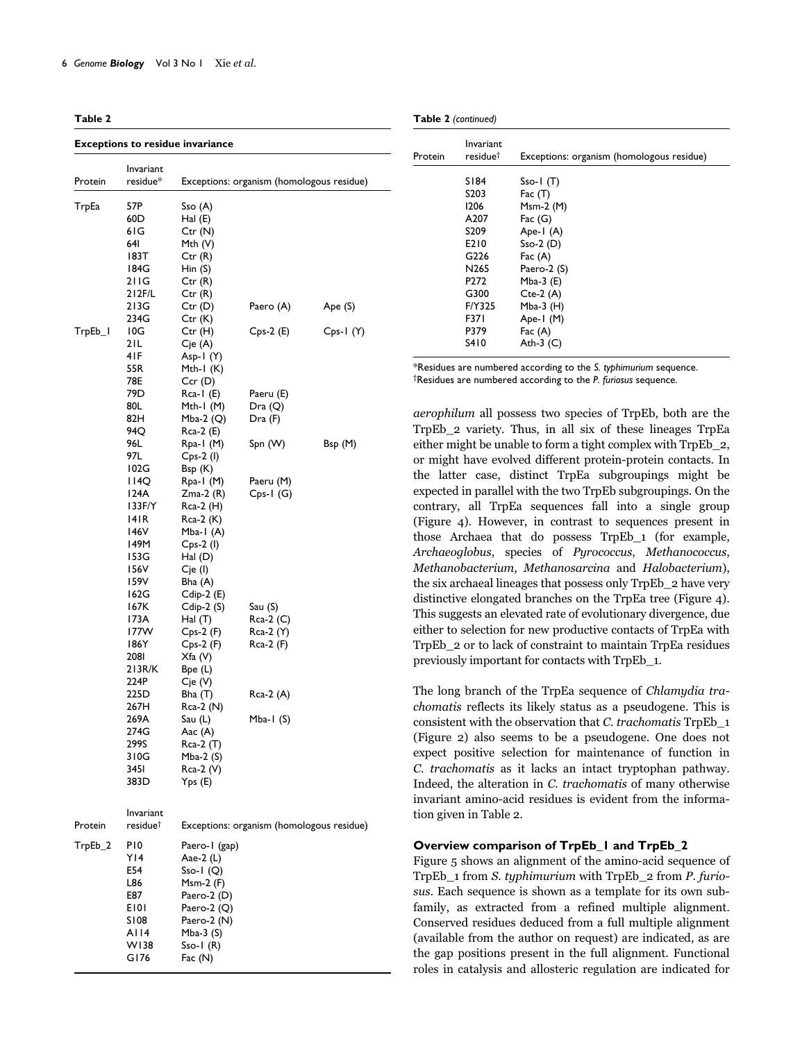**Table 2**

**Exceptions to residue invariance**

| Protein | Invariant residue* | Exceptions: organism (homologous residue) | | |
|---|---|---|---|---|
| TrpEa | 57P | Sso (A) | | |
| | 60D | Hal (E) | | |
| | 61G | Ctr (N) | | |
| | 64I | Mth (V) | | |
| | 183T | Ctr (R) | | |
| | 184G | Hin (S) | | |
| | 211G | Ctr (R) | | |
| | 212F/L | Ctr (R) | | |
| | 213G | Ctr (D) | Paero (A) | Ape (S) |
| | 234G | Ctr (K) | | |
| TrpEb_1 | 10G | Ctr (H) | Cps-2 (E) | Cps-1 (Y) |
| | 21L | Cje (A) | | |
| | 41F | Asp-1 (Y) | | |
| | 55R | Mth-1 (K) | | |
| | 78E | Ccr (D) | | |
| | 79D | Rca-1 (E) | Paeru (E) | |
| | 80L | Mth-1 (M) | Dra (Q) | |
| | 82H | Mba-2 (Q) | Dra (F) | |
| | 94Q | Rca-2 (E) | | |
| | 96L | Rpa-1 (M) | Spn (W) | Bsp (M) |
| | 97L | Cps-2 (I) | | |
| | 102G | Bsp (K) | | |
| | 114Q | Rpa-1 (M) | Paeru (M) | |
| | 124A | Zma-2 (R) | Cps-1 (G) | |
| | 133F/Y | Rca-2 (H) | | |
| | 141R | Rca-2 (K) | | |
| | 146V | Mba-1 (A) | | |
| | 149M | Cps-2 (I) | | |
| | 153G | Hal (D) | | |
| | 156V | Cje (I) | | |
| | 159V | Bha (A) | | |
| | 162G | Cdip-2 (E) | | |
| | 167K | Cdip-2 (S) | Sau (S) | |
| | 173A | Hal (T) | Rca-2 (C) | |
| | 177W | Cps-2 (F) | Rca-2 (Y) | |
| | 186Y | Cps-2 (F) | Rca-2 (F) | |
| | 208I | Xfa (V) | | |
| | 213R/K | Bpe (L) | | |
| | 224P | Cje (V) | | |
| | 225D | Bha (T) | Rca-2 (A) | |
| | 267H | Rca-2 (N) | | |
| | 269A | Sau (L) | Mba-1 (S) | |
| | 274G | Aac (A) | | |
| | 299S | Rca-2 (T) | | |
| | 310G | Mba-2 (S) | | |
| | 345I | Rca-2 (V) | | |
| | 383D | Yps (E) | | |

| Protein | Invariant residue† | Exceptions: organism (homologous residue) |
|---|---|---|
| TrpEb_2 | P10 | Paero-1 (gap) |
| | Y14 | Aae-2 (L) |
| | E54 | Sso-1 (Q) |
| | L86 | Msm-2 (F) |
| | E87 | Paero-2 (D) |
| | E101 | Paero-2 (Q) |
| | S108 | Paero-2 (N) |
| | A114 | Mba-3 (S) |
| | W138 | Sso-1 (R) |
| | G176 | Fac (N) |
| | S184 | Sso-1 (T) |
| | S203 | Fac (T) |
| | I206 | Msm-2 (M) |
| | A207 | Fac (G) |
| | S209 | Ape-1 (A) |
| | E210 | Sso-2 (D) |
| | G226 | Fac (A) |
| | N265 | Paero-2 (S) |
| | P272 | Mba-3 (E) |
| | G300 | Cte-2 (A) |
| | F/Y325 | Mba-3 (H) |
| | F371 | Ape-1 (M) |
| | P379 | Fac (A) |
| | S410 | Ath-3 (C) |

*Residues are numbered according to the *S. typhimurium* sequence.
†Residues are numbered according to the *P. furiosus* sequence.

*aerophilum* all possess two species of TrpEb, both are the TrpEb_2 variety. Thus, in all six of these lineages TrpEa either might be unable to form a tight complex with TrpEb_2, or might have evolved different protein-protein contacts. In the latter case, distinct TrpEa subgroupings might be expected in parallel with the two TrpEb subgroupings. On the contrary, all TrpEa sequences fall into a single group (Figure 4). However, in contrast to sequences present in those Archaea that do possess TrpEb_1 (for example, *Archaeoglobus*, species of *Pyrococcus*, *Methanococcus*, *Methanobacterium*, *Methanosarcina* and *Halobacterium*), the six archaeal lineages that possess only TrpEb_2 have very distinctive elongated branches on the TrpEa tree (Figure 4). This suggests an elevated rate of evolutionary divergence, due either to selection for new productive contacts of TrpEa with TrpEb_2 or to lack of constraint to maintain TrpEa residues previously important for contacts with TrpEb_1.

The long branch of the TrpEa sequence of *Chlamydia trachomatis* reflects its likely status as a pseudogene. This is consistent with the observation that *C. trachomatis* TrpEb_1 (Figure 2) also seems to be a pseudogene. One does not expect positive selection for maintenance of function in *C. trachomatis* as it lacks an intact tryptophan pathway. Indeed, the alteration in *C. trachomatis* of many otherwise invariant amino-acid residues is evident from the information given in Table 2.

### Overview comparison of TrpEb_1 and TrpEb_2

Figure 5 shows an alignment of the amino-acid sequence of TrpEb_1 from *S. typhimurium* with TrpEb_2 from *P. furiosus*. Each sequence is shown as a template for its own subfamily, as extracted from a refined multiple alignment. Conserved residues deduced from a full multiple alignment (available from the author on request) are indicated, as are the gap positions present in the full alignment. Functional roles in catalysis and allosteric regulation are indicated for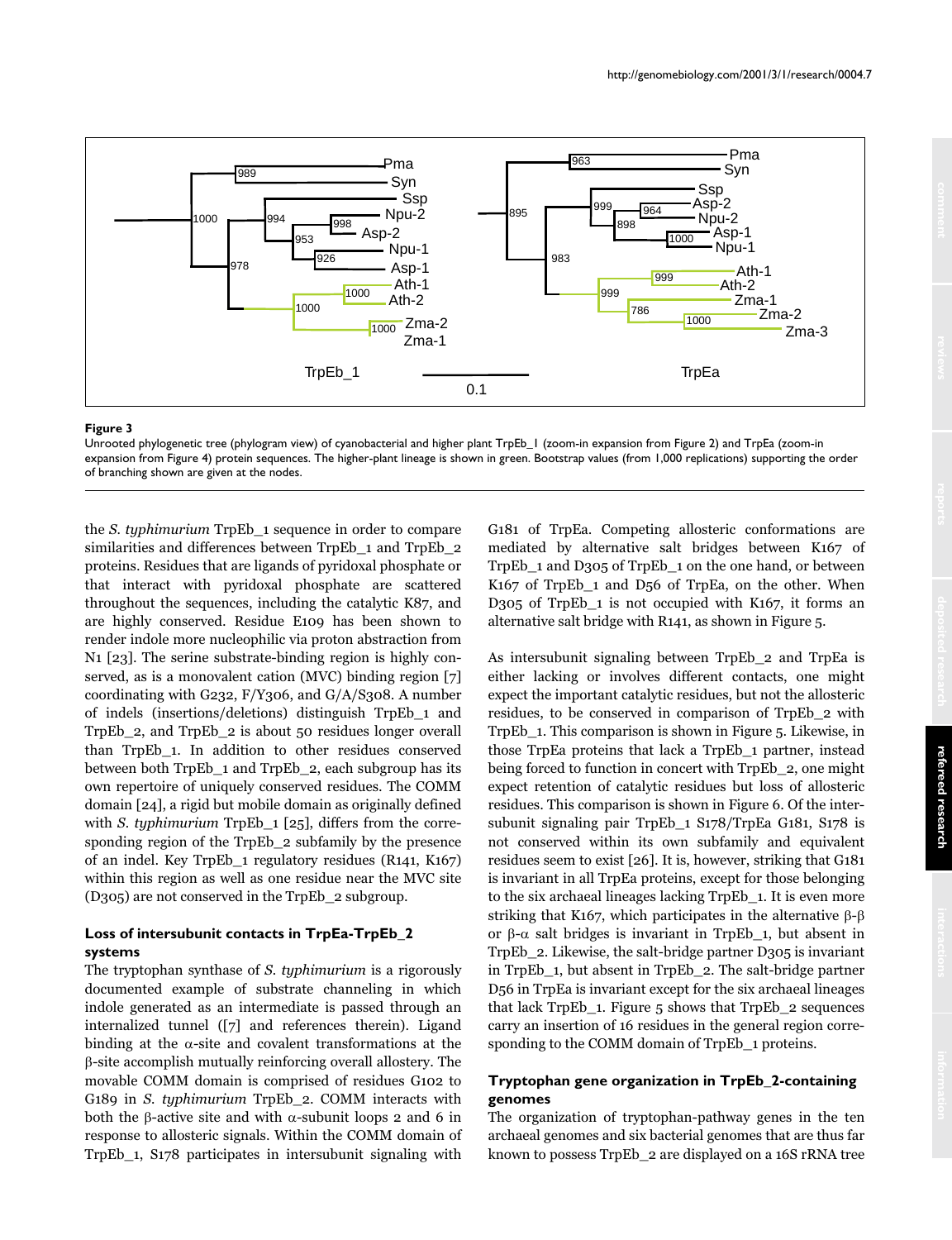**Figure 3**

Unrooted phylogenetic tree (phylogram view) of cyanobacterial and higher plant TrpEb_1 (zoom-in expansion from Figure 2) and TrpEa (zoom-in expansion from Figure 4) protein sequences. The higher-plant lineage is shown in green. Bootstrap values (from 1,000 replications) supporting the order of branching shown are given at the nodes.

the *S. typhimurium* TrpEb_1 sequence in order to compare similarities and differences between TrpEb_1 and TrpEb_2 proteins. Residues that are ligands of pyridoxal phosphate or that interact with pyridoxal phosphate are scattered throughout the sequences, including the catalytic K87, and are highly conserved. Residue E109 has been shown to render indole more nucleophilic via proton abstraction from N1 [23]. The serine substrate-binding region is highly conserved, as is a monovalent cation (MVC) binding region [7] coordinating with G232, F/Y306, and G/A/S308. A number of indels (insertions/deletions) distinguish TrpEb_1 and TrpEb_2, and TrpEb_2 is about 50 residues longer overall than TrpEb_1. In addition to other residues conserved between both TrpEb_1 and TrpEb_2, each subgroup has its own repertoire of uniquely conserved residues. The COMM domain [24], a rigid but mobile domain as originally defined with *S. typhimurium* TrpEb_1 [25], differs from the corresponding region of the TrpEb_2 subfamily by the presence of an indel. Key TrpEb_1 regulatory residues (R141, K167) within this region as well as one residue near the MVC site (D305) are not conserved in the TrpEb_2 subgroup.

### Loss of intersubunit contacts in TrpEa-TrpEb_2 systems

The tryptophan synthase of *S. typhimurium* is a rigorously documented example of substrate channeling in which indole generated as an intermediate is passed through an internalized tunnel ([7] and references therein). Ligand binding at the α-site and covalent transformations at the β-site accomplish mutually reinforcing overall allostery. The movable COMM domain is comprised of residues G102 to G189 in *S. typhimurium* TrpEb_2. COMM interacts with both the β-active site and with α-subunit loops 2 and 6 in response to allosteric signals. Within the COMM domain of TrpEb_1, S178 participates in intersubunit signaling with G181 of TrpEa. Competing allosteric conformations are mediated by alternative salt bridges between K167 of TrpEb_1 and D305 of TrpEb_1 on the one hand, or between K167 of TrpEb_1 and D56 of TrpEa, on the other. When D305 of TrpEb_1 is not occupied with K167, it forms an alternative salt bridge with R141, as shown in Figure 5.

As intersubunit signaling between TrpEb_2 and TrpEa is either lacking or involves different contacts, one might expect the important catalytic residues, but not the allosteric residues, to be conserved in comparison of TrpEb_2 with TrpEb_1. This comparison is shown in Figure 5. Likewise, in those TrpEa proteins that lack a TrpEb_1 partner, instead being forced to function in concert with TrpEb_2, one might expect retention of catalytic residues but loss of allosteric residues. This comparison is shown in Figure 6. Of the intersubunit signaling pair TrpEb_1 S178/TrpEa G181, S178 is not conserved within its own subfamily and equivalent residues seem to exist [26]. It is, however, striking that G181 is invariant in all TrpEa proteins, except for those belonging to the six archaeal lineages lacking TrpEb_1. It is even more striking that K167, which participates in the alternative β-β or β-α salt bridges is invariant in TrpEb_1, but absent in TrpEb_2. Likewise, the salt-bridge partner D305 is invariant in TrpEb_1, but absent in TrpEb_2. The salt-bridge partner D56 in TrpEa is invariant except for the six archaeal lineages that lack TrpEb_1. Figure 5 shows that TrpEb_2 sequences carry an insertion of 16 residues in the general region corresponding to the COMM domain of TrpEb_1 proteins.

### Tryptophan gene organization in TrpEb_2-containing genomes

The organization of tryptophan-pathway genes in the ten archaeal genomes and six bacterial genomes that are thus far known to possess TrpEb_2 are displayed on a 16S rRNA tree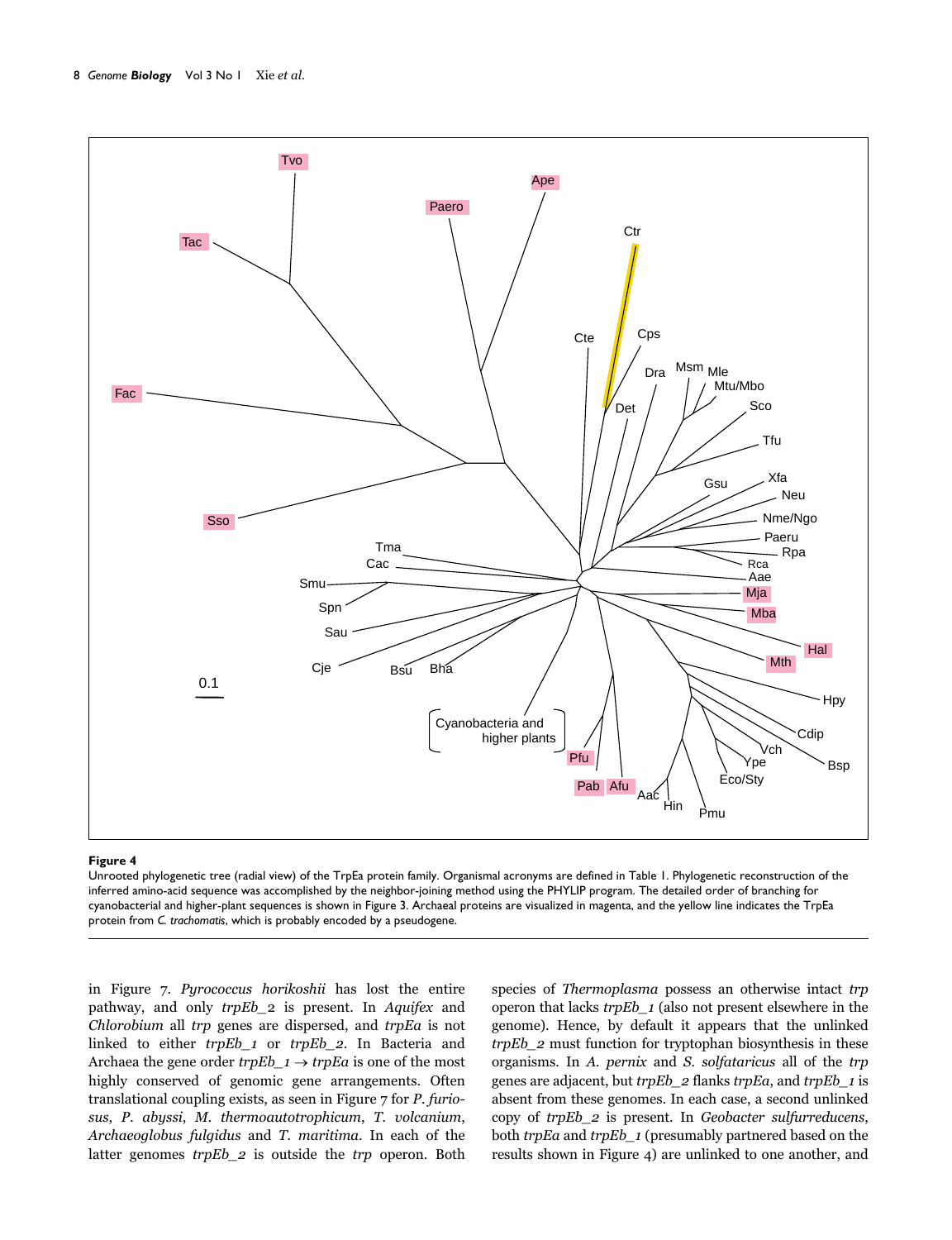**Figure 4**

Unrooted phylogenetic tree (radial view) of the TrpEa protein family. Organismal acronyms are defined in Table 1. Phylogenetic reconstruction of the inferred amino-acid sequence was accomplished by the neighbor-joining method using the PHYLIP program. The detailed order of branching for cyanobacterial and higher-plant sequences is shown in Figure 3. Archaeal proteins are visualized in magenta, and the yellow line indicates the TrpEa protein from *C. trachomatis*, which is probably encoded by a pseudogene.

in Figure 7. *Pyrococcus horikoshii* has lost the entire pathway, and only *trpEb_2* is present. In *Aquifex* and *Chlorobium* all *trp* genes are dispersed, and *trpEa* is not linked to either *trpEb_1* or *trpEb_2*. In Bacteria and Archaea the gene order *trpEb_1* → *trpEa* is one of the most highly conserved of genomic gene arrangements. Often translational coupling exists, as seen in Figure 7 for *P. furiosus*, *P. abyssi*, *M. thermoautotrophicum*, *T. volcanium*, *Archaeoglobus fulgidus* and *T. maritima*. In each of the latter genomes *trpEb_2* is outside the *trp* operon. Both species of *Thermoplasma* possess an otherwise intact *trp* operon that lacks *trpEb_1* (also not present elsewhere in the genome). Hence, by default it appears that the unlinked *trpEb_2* must function for tryptophan biosynthesis in these organisms. In *A. pernix* and *S. solfataricus* all of the *trp* genes are adjacent, but *trpEb_2* flanks *trpEa*, and *trpEb_1* is absent from these genomes. In each case, a second unlinked copy of *trpEb_2* is present. In *Geobacter sulfurreducens*, both *trpEa* and *trpEb_1* (presumably partnered based on the results shown in Figure 4) are unlinked to one another, and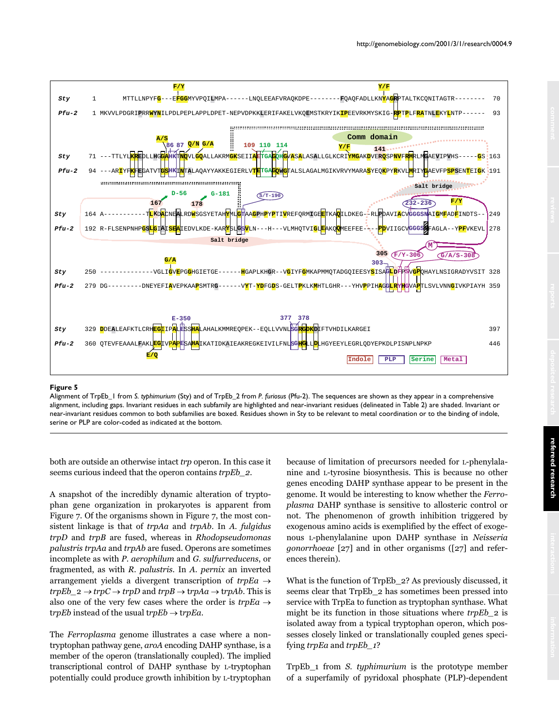**Figure 5**

Alignment of TrpEb_1 from *S. typhimurium* (Sty) and of TrpEb_2 from *P. furiosus* (Pfu-2). The sequences are shown as they appear in a comprehensive alignment, including gaps. Invariant residues in each subfamily are highlighted and near-invariant residues (delineated in Table 2) are shaded. Invariant or near-invariant residues common to both subfamilies are boxed. Residues shown in Sty to be relevant to metal coordination or to the binding of indole, serine or PLP are color-coded as indicated at the bottom.

both are outside an otherwise intact *trp* operon. In this case it seems curious indeed that the operon contains *trpEb_2*.

A snapshot of the incredibly dynamic alteration of tryptophan gene organization in prokaryotes is apparent from Figure 7. Of the organisms shown in Figure 7, the most consistent linkage is that of *trpAa* and *trpAb*. In *A. fulgidus trpD* and *trpB* are fused, whereas in *Rhodopseudomonas palustris trpAa* and *trpAb* are fused. Operons are sometimes incomplete as with *P. aerophilum* and *G. sulfurreducens*, or fragmented, as with *R. palustris*. In *A. pernix* an inverted arrangement yields a divergent transcription of *trpEa* → *trpEb_2* → *trpC* → *trpD* and *trpB* → *trpAa* → *trpAb*. This is also one of the very few cases where the order is *trpEa* → *trpEb* instead of the usual *trpEb* → *trpEa*.

The *Ferroplasma* genome illustrates a case where a non-tryptophan pathway gene, *aroA* encoding DAHP synthase, is a member of the operon (translationally coupled). The implied transcriptional control of DAHP synthase by L-tryptophan potentially could produce growth inhibition by L-tryptophan because of limitation of precursors needed for L-phenylalanine and L-tyrosine biosynthesis. This is because no other genes encoding DAHP synthase appear to be present in the genome. It would be interesting to know whether the *Ferroplasma* DAHP synthase is sensitive to allosteric control or not. The phenomenon of growth inhibition triggered by exogenous amino acids is exemplified by the effect of exogenous L-phenylalanine upon DAHP synthase in *Neisseria gonorrhoeae* [27] and in other organisms ([27] and references therein).

What is the function of TrpEb_2? As previously discussed, it seems clear that TrpEb_2 has sometimes been pressed into service with TrpEa to function as tryptophan synthase. What might be its function in those situations where *trpEb_2* is isolated away from a typical tryptophan operon, which possesses closely linked or translationally coupled genes specifying *trpEa* and *trpEb_1*?

TrpEb_1 from *S. typhimurium* is the prototype member of a superfamily of pyridoxal phosphate (PLP)-dependent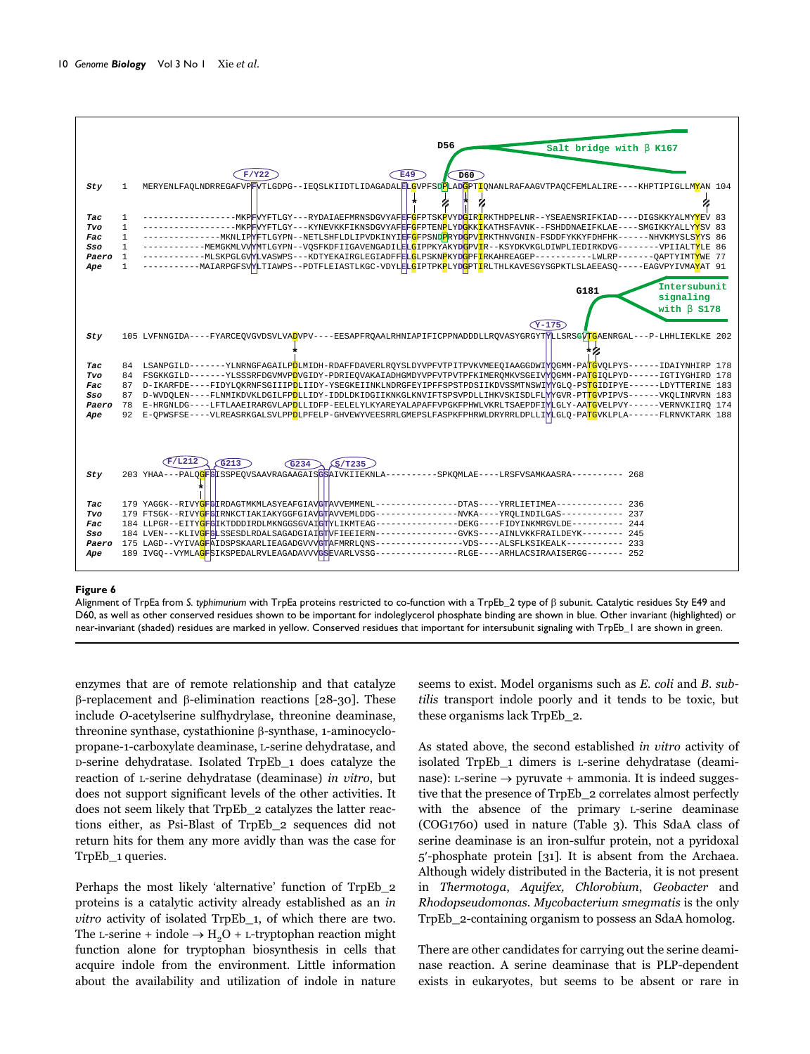```
                                                        D56
                                                                          Salt bridge with β K167

                          F/Y22                   E49         D60
Sty    1  MERYENLFAQLNDRREGAFVPFVTLGDPG--IEQSLKIIDTLIDAGADALELGVPFSDPLADGPTIQNANLRAFAAGVTPAQCFEMLALIRE----KHPTIPIGLLMYAN 104

Tac    1  -----------------MKPFVYFTLGY---RYDAIAEFMRNSDGVYAFEFGFPTSKPVYDGIRIRKTHDPELNR--YSEAENSRIFKIAD----DIGSKKYALMYYEV 83
Tvo    1  -----------------MKPFVYFTLGY---KYNEVKKFIKNSDGVYAFEFGFPTENPLYDGKKIKATHSFAVNK--FSHDDNAEIFKLAE----SMGIKKYALLYYSV 83
Fac    1  --------------MKNLIPYFTLGYPN--NETLSHFLDLIPVDKINYIEFGFPSNDPRYDGPVIRKTHNVGNIN-FSDDFYKKYFDHFHK------NHVKMYSLSYYS 86
Sso    1  -----------MEMGKMLVVYMTLGYPN--VQSFKDFIIGAVENGADILELGIPPKYAKYDGPVIR--KSYDKVKGLDIWPLIEDIRKDVG--------VPIIALTYLE 86
Paero  1  -----------MLSKPGLGVYLVASWPS---KDTYEKAIRGLEGIADFFELGLPSKNPKYDGPFIRKAHREAGEP-----------LWLRP-------QAPTYIMTYWE 77
Ape    1  ----------MAIARPGFSVYLTIAWPS--PDTFLEIASTLKGC-VDYLELGIPTPKPLYDGPTIRLTHLKAVESGYSGPKTLSLAEEASQ-----EAGVPYIVMAYAT 91

                                                                                    G181    Intersubunit
                                                                                            signaling
                                                                                            with β S178
                                                                               Y-175
Sty  105 LVFNNGIDA----FYARCEQVGVDSVLVADVPV----EESAPFRQAALRHNIAPIFICPPNADDDLLRQVASYGRGYTYLLSRSGVTGAENRGAL---P-LHHLIEKLKE 202

Tac   84 LSANPGILD-------YLNRNGFAGAILPDLMIDH-RDAFFDAVERLRQYSLDYVPFVTPITPVKVMEEQIAAGGDWIYQGMM-PATGVQLPYS------IDAIYNHIRP 178
Tvo   84 FSGKKGILD-------YLSSSRFDGVMVPDVGIDY-PDRIEQVAKAIADHGMDVYPFVTPVTPFKIMERQMKVSGEIVYQGMM-PATGIQLPYD------IGTIYGHIRD 178
Fac   87 D-IKARFDE----FIDYLQKRNFSGIIIPDLIIDY-YSEGKEIINKLNDRGFEYIPFFSPSTPDSIIKDVSSMTNSWIYYGLQ-PSTGIDIPYE------LDYTTERINE 183
Sso   87 D-WVDQLEN----FLNMIKDVKLDGILFPDLLIDY-IDDLDKIDGIIKNKGLKNVIFTSPSVPDLLIHKVSKISDLFLYYGVR-PTTGVPIPVS------VKQLINRVRN 183
Paero 78 E-HRGNLDG----LFTLAAEIRARGVLAPDLLIDFP-EELELYLKYAREYALAPAFFVPGKFPHWLVKRLTSAEPDFIYLGLY-AATGVELPVY------VERNVKIIRQ 174
Ape   92 E-QPWSFSE----VLREASRKGALSVLPPDLPFELP-GHVEWYVEESRRLGMEPSLFASPKFPHRWLDRYRRLDPLLIYLGLQ-PATGVKLPLA------FLRNVKTARK 188

                F/L212  G213            G234  S/T235
Sty  203 YHAA---PALQGFGISSPEQVSAAVRAGAAGAISGSAIVKIIEKNLA---------SPKQMLAE----LRSFVSAMKAASRA---------- 268

Tac  179 YAGGK--RIVYGFGIRDAGTMKMLASYEAFGIAVGTAVVEMMENL---------------DTAS----YRRLIETIMEA------------ 236
Tvo  179 FTSGK--RIVYGFGIRNKCTIAKIAKYGGFGIAVGTAVVEMLDDG---------------NVKA----YRQLINDILGAS----------- 237
Fac  184 LLPGR--EITYGFGIKTDDDIRDLMKNGGSGVAIGTYLIKMTEAG---------------DEKG----FIDYINKMRGVLDE---------- 244
Sso  184 LVEN---KLIVGFGLSSESDLRDALSAGADGIAIGTVFIEEIERN---------------GVKS----AINLVKKFRAILDEYK-------- 245
Paero 175 LAGD--VYIVAGFAIDSPSKAARLIEAGADGVVVGTAFMRRLQNS----------------VDS----ALSFLKSIKEALK---------- 233
Ape  189 IVGQ--VYMLAGFSIKSPEDALRVLEAGADAVVVGSEVARLVSSG---------------RLGE----ARHLACSIRAAISERGG------- 252
```

**Figure 6**

Alignment of TrpEa from *S. typhimurium* with TrpEa proteins restricted to co-function with a TrpEb_2 type of β subunit. Catalytic residues Sty E49 and D60, as well as other conserved residues shown to be important for indoleglycerol phosphate binding are shown in blue. Other invariant (highlighted) or near-invariant (shaded) residues are marked in yellow. Conserved residues that important for intersubunit signaling with TrpEb_1 are shown in green.

enzymes that are of remote relationship and that catalyze β-replacement and β-elimination reactions [28-30]. These include *O*-acetylserine sulfhydrylase, threonine deaminase, threonine synthase, cystathionine β-synthase, 1-aminocyclopropane-1-carboxylate deaminase, L-serine dehydratase, and D-serine dehydratase. Isolated TrpEb_1 does catalyze the reaction of L-serine dehydratase (deaminase) *in vitro*, but does not support significant levels of the other activities. It does not seem likely that TrpEb_2 catalyzes the latter reactions either, as Psi-Blast of TrpEb_2 sequences did not return hits for them any more avidly than was the case for TrpEb_1 queries.

Perhaps the most likely 'alternative' function of TrpEb_2 proteins is a catalytic activity already established as an *in vitro* activity of isolated TrpEb_1, of which there are two. The L-serine + indole → $H_2O$ + L-tryptophan reaction might function alone for tryptophan biosynthesis in cells that acquire indole from the environment. Little information about the availability and utilization of indole in nature seems to exist. Model organisms such as *E. coli* and *B. subtilis* transport indole poorly and it tends to be toxic, but these organisms lack TrpEb_2.

As stated above, the second established *in vitro* activity of isolated TrpEb_1 dimers is L-serine dehydratase (deaminase): L-serine → pyruvate + ammonia. It is indeed suggestive that the presence of TrpEb_2 correlates almost perfectly with the absence of the primary L-serine deaminase (COG1760) used in nature (Table 3). This SdaA class of serine deaminase is an iron-sulfur protein, not a pyridoxal 5′-phosphate protein [31]. It is absent from the Archaea. Although widely distributed in the Bacteria, it is not present in *Thermotoga*, *Aquifex, Chlorobium*, *Geobacter* and *Rhodopseudomonas*. *Mycobacterium smegmatis* is the only TrpEb_2-containing organism to possess an SdaA homolog.

There are other candidates for carrying out the serine deaminase reaction. A serine deaminase that is PLP-dependent exists in eukaryotes, but seems to be absent or rare in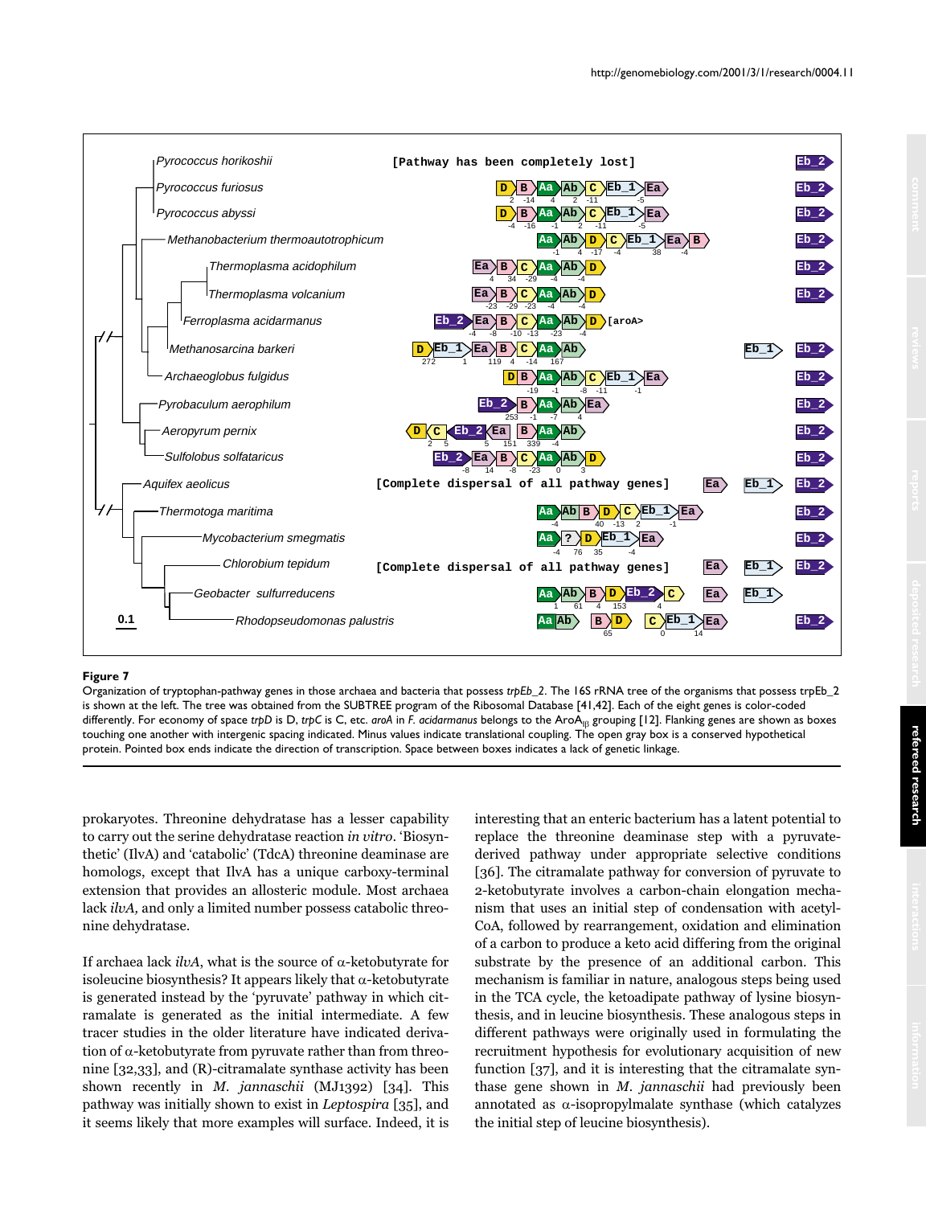**Figure 7**

Organization of tryptophan-pathway genes in those archaea and bacteria that possess *trpEb_2*. The 16S rRNA tree of the organisms that possess trpEb_2 is shown at the left. The tree was obtained from the SUBTREE program of the Ribosomal Database [41,42]. Each of the eight genes is color-coded differently. For economy of space *trpD* is D, *trpC* is C, etc. *aroA* in *F. acidarmanus* belongs to the $AroA_{I\beta}$ grouping [12]. Flanking genes are shown as boxes touching one another with intergenic spacing indicated. Minus values indicate translational coupling. The open gray box is a conserved hypothetical protein. Pointed box ends indicate the direction of transcription. Space between boxes indicates a lack of genetic linkage.

prokaryotes. Threonine dehydratase has a lesser capability to carry out the serine dehydratase reaction *in vitro*. 'Biosynthetic' (IlvA) and 'catabolic' (TdcA) threonine deaminase are homologs, except that IlvA has a unique carboxy-terminal extension that provides an allosteric module. Most archaea lack *ilvA*, and only a limited number possess catabolic threonine dehydratase.

If archaea lack *ilvA*, what is the source of α-ketobutyrate for isoleucine biosynthesis? It appears likely that α-ketobutyrate is generated instead by the 'pyruvate' pathway in which citramalate is generated as the initial intermediate. A few tracer studies in the older literature have indicated derivation of α-ketobutyrate from pyruvate rather than from threonine [32,33], and (R)-citramalate synthase activity has been shown recently in *M. jannaschii* (MJ1392) [34]. This pathway was initially shown to exist in *Leptospira* [35], and it seems likely that more examples will surface. Indeed, it is interesting that an enteric bacterium has a latent potential to replace the threonine deaminase step with a pyruvate-derived pathway under appropriate selective conditions [36]. The citramalate pathway for conversion of pyruvate to 2-ketobutyrate involves a carbon-chain elongation mechanism that uses an initial step of condensation with acetyl-CoA, followed by rearrangement, oxidation and elimination of a carbon to produce a keto acid differing from the original substrate by the presence of an additional carbon. This mechanism is familiar in nature, analogous steps being used in the TCA cycle, the ketoadipate pathway of lysine biosynthesis, and in leucine biosynthesis. These analogous steps in different pathways were originally used in formulating the recruitment hypothesis for evolutionary acquisition of new function [37], and it is interesting that the citramalate synthase gene shown in *M. jannaschii* had previously been annotated as α-isopropylmalate synthase (which catalyzes the initial step of leucine biosynthesis).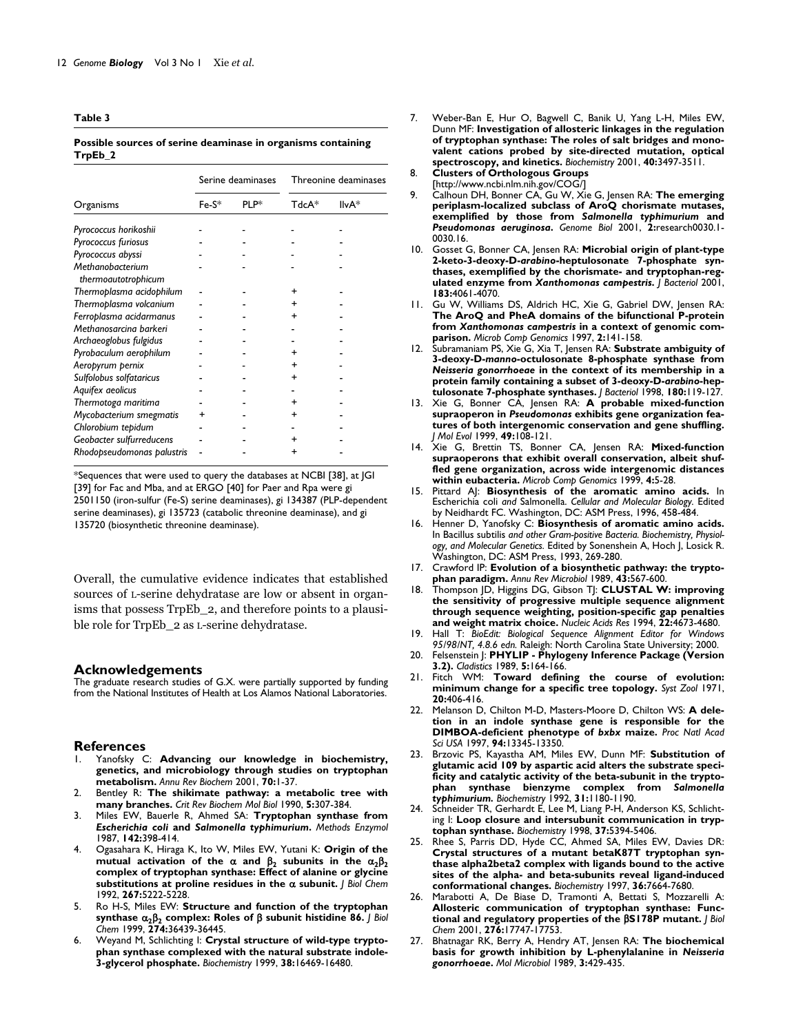**Table 3**

**Possible sources of serine deaminase in organisms containing TrpEb_2**

| Organisms | Serine deaminases | | Threonine deaminases | |
|---|---|---|---|---|
| | Fe-S* | PLP* | TdcA* | IlvA* |
| *Pyrococcus horikoshii* | - | - | - | - |
| *Pyrococcus furiosus* | - | - | - | - |
| *Pyrococcus abyssi* | - | - | - | - |
| *Methanobacterium thermoautotrophicum* | - | - | - | - |
| *Thermoplasma acidophilum* | - | - | + | - |
| *Thermoplasma volcanium* | - | - | + | - |
| *Ferroplasma acidarmanus* | - | - | + | - |
| *Methanosarcina barkeri* | - | - | - | - |
| *Archaeoglobus fulgidus* | - | - | - | - |
| *Pyrobaculum aerophilum* | - | - | + | - |
| *Aeropyrum pernix* | - | - | + | - |
| *Sulfolobus solfataricus* | - | - | + | - |
| *Aquifex aeolicus* | - | - | - | - |
| *Thermotoga maritima* | - | - | + | - |
| *Mycobacterium smegmatis* | + | - | + | - |
| *Chlorobium tepidum* | - | - | - | - |
| *Geobacter sulfurreducens* | - | - | + | - |
| *Rhodopseudomonas palustris* | - | - | + | - |

*Sequences that were used to query the databases at NCBI [38], at JGI [39] for Fac and Mba, and at ERGO [40] for Paer and Rpa were gi 2501150 (iron-sulfur (Fe-S) serine deaminases), gi 134387 (PLP-dependent serine deaminases), gi 135723 (catabolic threonine deaminase), and gi 135720 (biosynthetic threonine deaminase).

Overall, the cumulative evidence indicates that established sources of L-serine dehydratase are low or absent in organisms that possess TrpEb_2, and therefore points to a plausible role for TrpEb_2 as L-serine dehydratase.

## Acknowledgements

The graduate research studies of G.X. were partially supported by funding from the National Institutes of Health at Los Alamos National Laboratories.

## References

1. Yanofsky C: **Advancing our knowledge in biochemistry, genetics, and microbiology through studies on tryptophan metabolism.** *Annu Rev Biochem* 2001, **70:**1-37.
2. Bentley R: **The shikimate pathway: a metabolic tree with many branches.** *Crit Rev Biochem Mol Biol* 1990, **5:**307-384.
3. Miles EW, Bauerle R, Ahmed SA: **Tryptophan synthase from *Escherichia coli* and *Salmonella typhimurium*.** *Methods Enzymol* 1987, **142:**398-414.
4. Ogasahara K, Hiraga K, Ito W, Miles EW, Yutani K: **Origin of the mutual activation of the α and $\beta_2$ subunits in the $\alpha_2\beta_2$ complex of tryptophan synthase: Effect of alanine or glycine substitutions at proline residues in the α subunit.** *J Biol Chem* 1992, **267:**5222-5228.
5. Ro H-S, Miles EW: **Structure and function of the tryptophan synthase $\alpha_2\beta_2$ complex: Roles of β subunit histidine 86.** *J Biol Chem* 1999, **274:**36439-36445.
6. Weyand M, Schlichting I: **Crystal structure of wild-type tryptophan synthase complexed with the natural substrate indole-3-glycerol phosphate.** *Biochemistry* 1999, **38:**16469-16480.
7. Weber-Ban E, Hur O, Bagwell C, Banik U, Yang L-H, Miles EW, Dunn MF: **Investigation of allosteric linkages in the regulation of tryptophan synthase: The roles of salt bridges and monovalent cations probed by site-directed mutation, optical spectroscopy, and kinetics.** *Biochemistry* 2001, **40:**3497-3511.
8. **Clusters of Orthologous Groups** [http://www.ncbi.nlm.nih.gov/COG/]
9. Calhoun DH, Bonner CA, Gu W, Xie G, Jensen RA: **The emerging periplasm-localized subclass of AroQ chorismate mutases, exemplified by those from *Salmonella typhimurium* and *Pseudomonas aeruginosa*.** *Genome Biol* 2001, **2:**research0030.1-0030.16.
10. Gosset G, Bonner CA, Jensen RA: **Microbial origin of plant-type 2-keto-3-deoxy-D-*arabino*-heptulosonate 7-phosphate synthases, exemplified by the chorismate- and tryptophan-regulated enzyme from *Xanthomonas campestris*.** *J Bacteriol* 2001, **183:**4061-4070.
11. Gu W, Williams DS, Aldrich HC, Xie G, Gabriel DW, Jensen RA: **The AroQ and PheA domains of the bifunctional P-protein from *Xanthomonas campestris* in a context of genomic comparison.** *Microb Comp Genomics* 1997, **2:**141-158.
12. Subramaniam PS, Xie G, Xia T, Jensen RA: **Substrate ambiguity of 3-deoxy-D-*manno*-octulosonate 8-phosphate synthase from *Neisseria gonorrhoeae* in the context of its membership in a protein family containing a subset of 3-deoxy-D-*arabino*-heptulosonate 7-phosphate synthases.** *J Bacteriol* 1998, **180:**119-127.
13. Xie G, Bonner CA, Jensen RA: **A probable mixed-function supraoperon in *Pseudomonas* exhibits gene organization features of both intergenomic conservation and gene shuffling.** *J Mol Evol* 1999, **49:**108-121.
14. Xie G, Brettin TS, Bonner CA, Jensen RA: **Mixed-function supraoperons that exhibit overall conservation, albeit shuffled gene organization, across wide intergenomic distances within eubacteria.** *Microb Comp Genomics* 1999, **4:**5-28.
15. Pittard AJ: **Biosynthesis of the aromatic amino acids.** In Escherichia coli *and* Salmonella. *Cellular and Molecular Biology.* Edited by Neidhardt FC. Washington, DC: ASM Press, 1996, 458-484.
16. Henner D, Yanofsky C: **Biosynthesis of aromatic amino acids.** In Bacillus subtilis *and other Gram-positive Bacteria. Biochemistry, Physiology, and Molecular Genetics.* Edited by Sonenshein A, Hoch J, Losick R. Washington, DC: ASM Press, 1993, 269-280.
17. Crawford IP: **Evolution of a biosynthetic pathway: the tryptophan paradigm.** *Annu Rev Microbiol* 1989, **43:**567-600.
18. Thompson JD, Higgins DG, Gibson TJ: **CLUSTAL W: improving the sensitivity of progressive multiple sequence alignment through sequence weighting, position-specific gap penalties and weight matrix choice.** *Nucleic Acids Res* 1994, **22:**4673-4680.
19. Hall T: *BioEdit: Biological Sequence Alignment Editor for Windows 95/98/NT, 4.8.6 edn.* Raleigh: North Carolina State University; 2000.
20. Felsenstein J: **PHYLIP - Phylogeny Inference Package (Version 3.2).** *Cladistics* 1989, **5:**164-166.
21. Fitch WM: **Toward defining the course of evolution: minimum change for a specific tree topology.** *Syst Zool* 1971, **20:**406-416.
22. Melanson D, Chilton M-D, Masters-Moore D, Chilton WS: **A deletion in an indole synthase gene is responsible for the DIMBOA-deficient phenotype of *bxbx* maize.** *Proc Natl Acad Sci USA* 1997, **94:**13345-13350.
23. Brzovic PS, Kayastha AM, Miles EW, Dunn MF: **Substitution of glutamic acid 109 by aspartic acid alters the substrate specificity and catalytic activity of the beta-subunit in the tryptophan synthase bienzyme complex from *Salmonella typhimurium*.** *Biochemistry* 1992, **31:**1180-1190.
24. Schneider TR, Gerhardt E, Lee M, Liang P-H, Anderson KS, Schlichting I: **Loop closure and intersubunit communication in tryptophan synthase.** *Biochemistry* 1998, **37:**5394-5406.
25. Rhee S, Parris DD, Hyde CC, Ahmed SA, Miles EW, Davies DR: **Crystal structures of a mutant betaK87T tryptophan synthase alpha2beta2 complex with ligands bound to the active sites of the alpha- and beta-subunits reveal ligand-induced conformational changes.** *Biochemistry* 1997, **36:**7664-7680.
26. Marabotti A, De Biase D, Tramonti A, Bettati S, Mozzarelli A: **Allosteric communication of tryptophan synthase: Functional and regulatory properties of the βS178P mutant.** *J Biol Chem* 2001, **276:**17747-17753.
27. Bhatnagar RK, Berry A, Hendry AT, Jensen RA: **The biochemical basis for growth inhibition by L-phenylalanine in *Neisseria gonorrhoeae*.** *Mol Microbiol* 1989, **3:**429-435.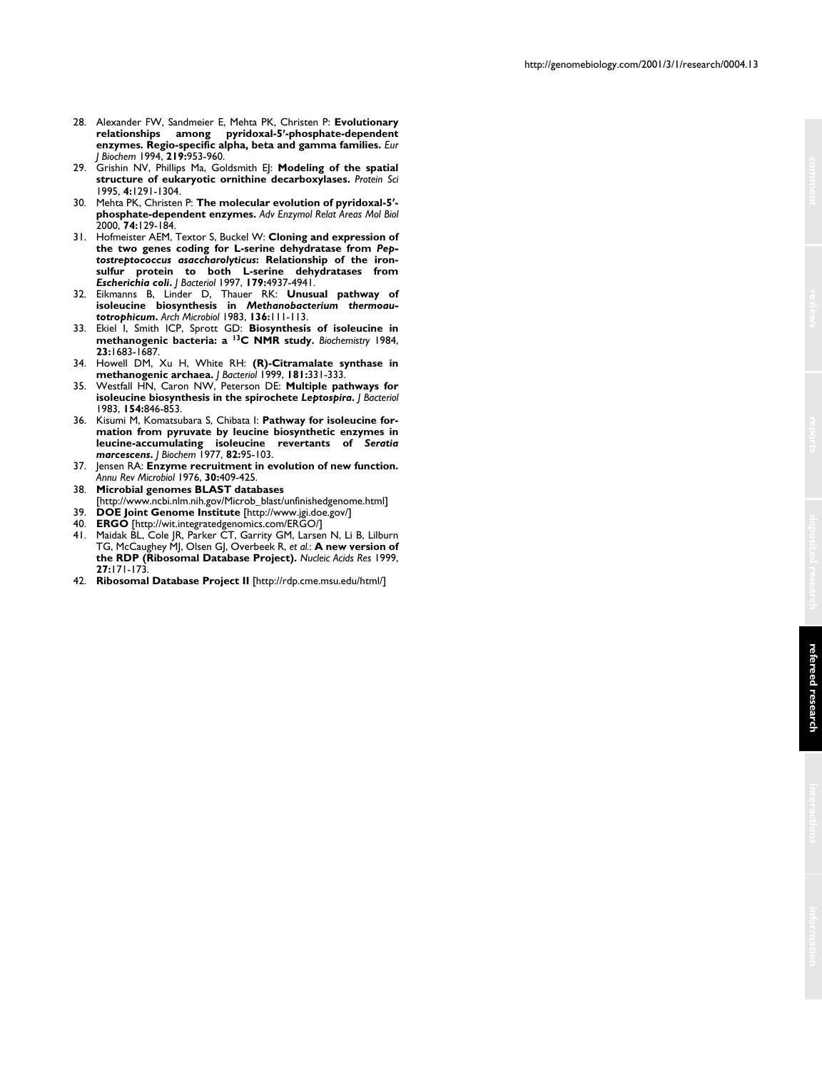28. Alexander FW, Sandmeier E, Mehta PK, Christen P: **Evolutionary relationships among pyridoxal-5′-phosphate-dependent enzymes. Regio-specific alpha, beta and gamma families.** *Eur J Biochem* 1994, **219:**953-960.
29. Grishin NV, Phillips Ma, Goldsmith EJ: **Modeling of the spatial structure of eukaryotic ornithine decarboxylases.** *Protein Sci* 1995, **4:**1291-1304.
30. Mehta PK, Christen P: **The molecular evolution of pyridoxal-5′-phosphate-dependent enzymes.** *Adv Enzymol Relat Areas Mol Biol* 2000, **74:**129-184.
31. Hofmeister AEM, Textor S, Buckel W: **Cloning and expression of the two genes coding for L-serine dehydratase from *Peptostreptococcus asaccharolyticus*: Relationship of the iron-sulfur protein to both L-serine dehydratases from *Escherichia coli*.** *J Bacteriol* 1997, **179:**4937-4941.
32. Eikmanns B, Linder D, Thauer RK: **Unusual pathway of isoleucine biosynthesis in *Methanobacterium thermoautotrophicum*.** *Arch Microbiol* 1983, **136:**111-113.
33. Ekiel I, Smith ICP, Sprott GD: **Biosynthesis of isoleucine in methanogenic bacteria: a $^{13}$C NMR study.** *Biochemistry* 1984, **23:**1683-1687.
34. Howell DM, Xu H, White RH: **(R)-Citramalate synthase in methanogenic archaea.** *J Bacteriol* 1999, **181:**331-333.
35. Westfall HN, Caron NW, Peterson DE: **Multiple pathways for isoleucine biosynthesis in the spirochete *Leptospira*.** *J Bacteriol* 1983, **154:**846-853.
36. Kisumi M, Komatsubara S, Chibata I: **Pathway for isoleucine formation from pyruvate by leucine biosynthetic enzymes in leucine-accumulating isoleucine revertants of *Seratia marcescens*.** *J Biochem* 1977, **82:**95-103.
37. Jensen RA: **Enzyme recruitment in evolution of new function.** *Annu Rev Microbiol* 1976, **30:**409-425.
38. **Microbial genomes BLAST databases** [http://www.ncbi.nlm.nih.gov/Microb_blast/unfinishedgenome.html]
39. **DOE Joint Genome Institute** [http://www.jgi.doe.gov/]
40. **ERGO** [http://wit.integratedgenomics.com/ERGO/]
41. Maidak BL, Cole JR, Parker CT, Garrity GM, Larsen N, Li B, Lilburn TG, McCaughey MJ, Olsen GJ, Overbeek R, *et al.*: **A new version of the RDP (Ribosomal Database Project).** *Nucleic Acids Res* 1999, **27:**171-173.
42. **Ribosomal Database Project II** [http://rdp.cme.msu.edu/html/]